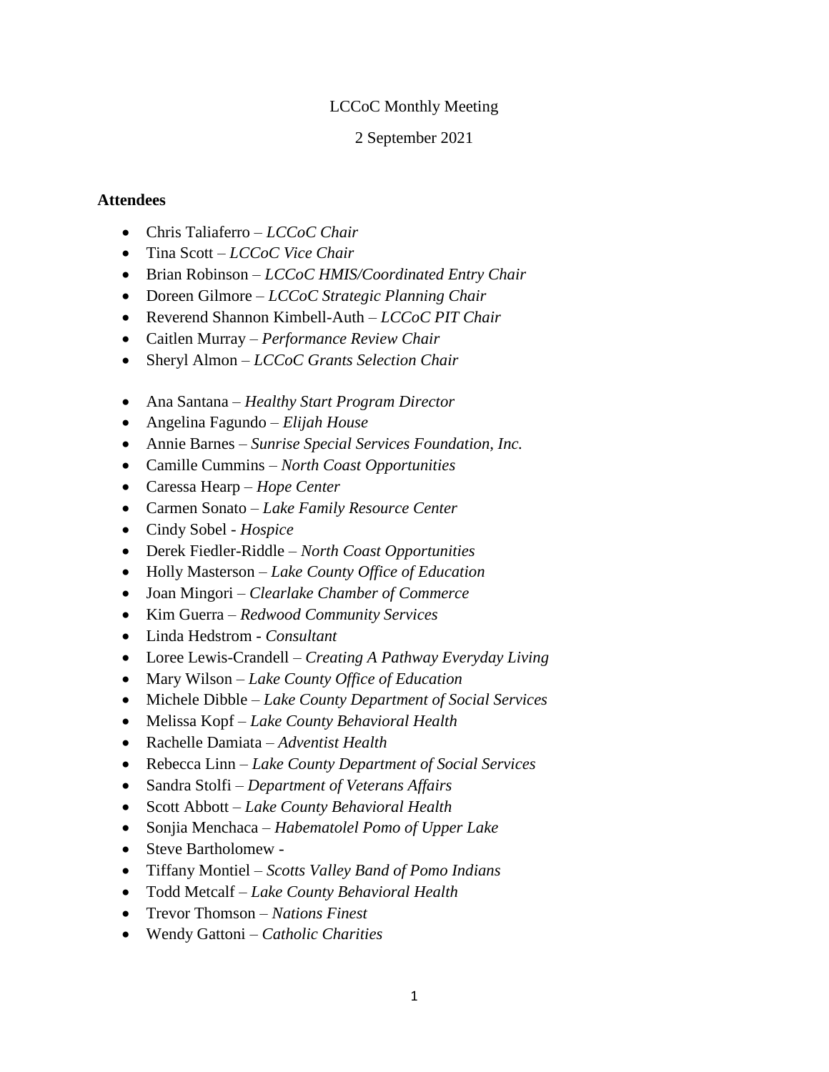LCCoC Monthly Meeting

2 September 2021

**Attendees**

- Chris Taliaferro – *LCCoC Chair*
- Tina Scott – *LCCoC Vice Chair*
- Brian Robinson – *LCCoC HMIS/Coordinated Entry Chair*
- Doreen Gilmore – *LCCoC Strategic Planning Chair*
- Reverend Shannon Kimbell-Auth – *LCCoC PIT Chair*
- Caitlen Murray – *Performance Review Chair*
- Sheryl Almon – *LCCoC Grants Selection Chair*

- Ana Santana – *Healthy Start Program Director*
- Angelina Fagundo – *Elijah House*
- Annie Barnes – *Sunrise Special Services Foundation, Inc.*
- Camille Cummins – *North Coast Opportunities*
- Caressa Hearp – *Hope Center*
- Carmen Sonato – *Lake Family Resource Center*
- Cindy Sobel - *Hospice*
- Derek Fiedler-Riddle – *North Coast Opportunities*
- Holly Masterson – *Lake County Office of Education*
- Joan Mingori – *Clearlake Chamber of Commerce*
- Kim Guerra – *Redwood Community Services*
- Linda Hedstrom - *Consultant*
- Loree Lewis-Crandell – *Creating A Pathway Everyday Living*
- Mary Wilson – *Lake County Office of Education*
- Michele Dibble – *Lake County Department of Social Services*
- Melissa Kopf – *Lake County Behavioral Health*
- Rachelle Damiata – *Adventist Health*
- Rebecca Linn – *Lake County Department of Social Services*
- Sandra Stolfi – *Department of Veterans Affairs*
- Scott Abbott – *Lake County Behavioral Health*
- Sonjia Menchaca – *Habematolel Pomo of Upper Lake*
- Steve Bartholomew -
- Tiffany Montiel – *Scotts Valley Band of Pomo Indians*
- Todd Metcalf – *Lake County Behavioral Health*
- Trevor Thomson – *Nations Finest*
- Wendy Gattoni – *Catholic Charities*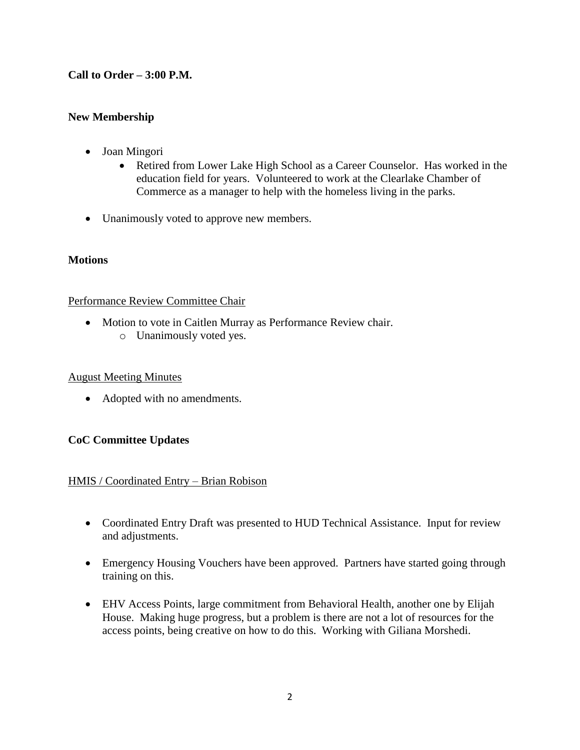**Call to Order – 3:00 P.M.**

**New Membership**

- Joan Mingori
    - Retired from Lower Lake High School as a Career Counselor. Has worked in the education field for years. Volunteered to work at the Clearlake Chamber of Commerce as a manager to help with the homeless living in the parks.
- Unanimously voted to approve new members.

**Motions**

Performance Review Committee Chair

- Motion to vote in Caitlen Murray as Performance Review chair.
    - Unanimously voted yes.

August Meeting Minutes

- Adopted with no amendments.

**CoC Committee Updates**

HMIS / Coordinated Entry – Brian Robison

- Coordinated Entry Draft was presented to HUD Technical Assistance. Input for review and adjustments.
- Emergency Housing Vouchers have been approved. Partners have started going through training on this.
- EHV Access Points, large commitment from Behavioral Health, another one by Elijah House. Making huge progress, but a problem is there are not a lot of resources for the access points, being creative on how to do this. Working with Giliana Morshedi.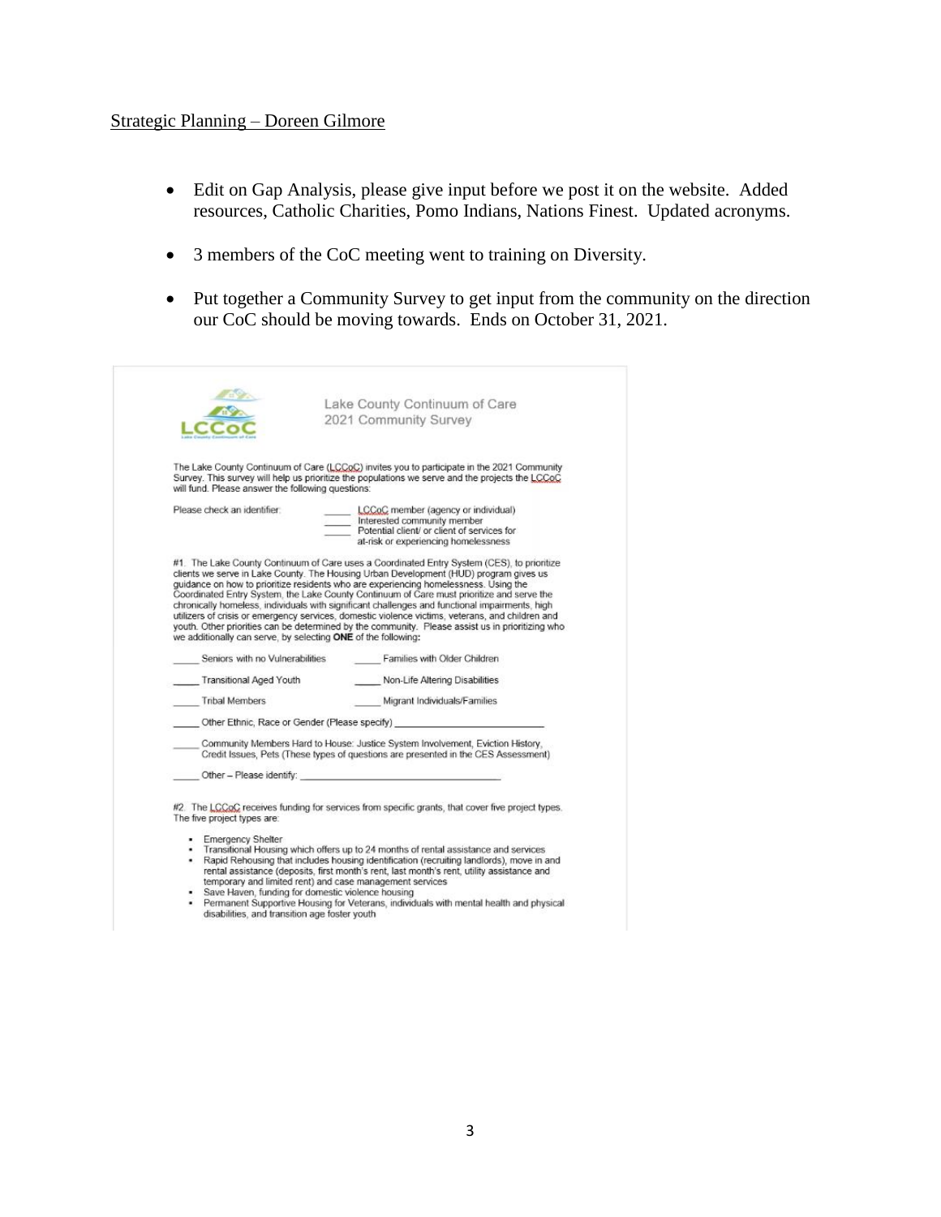Strategic Planning – Doreen Gilmore

- Edit on Gap Analysis, please give input before we post it on the website. Added resources, Catholic Charities, Pomo Indians, Nations Finest. Updated acronyms.
- 3 members of the CoC meeting went to training on Diversity.
- Put together a Community Survey to get input from the community on the direction our CoC should be moving towards. Ends on October 31, 2021.

LCCoC

Lake County Continuum of Care
2021 Community Survey

The Lake County Continuum of Care (LCCoC) invites you to participate in the 2021 Community Survey. This survey will help us prioritize the populations we serve and the projects the LCCoC will fund. Please answer the following questions:

Please check an identifier:
_____ LCCoC member (agency or individual)
_____ Interested community member
_____ Potential client/ or client of services for at-risk or experiencing homelessness

#1. The Lake County Continuum of Care uses a Coordinated Entry System (CES), to prioritize clients we serve in Lake County. The Housing Urban Development (HUD) program gives us guidance on how to prioritize residents who are experiencing homelessness. Using the Coordinated Entry System, the Lake County Continuum of Care must prioritize and serve the chronically homeless, individuals with significant challenges and functional impairments, high utilizers of crisis or emergency services, domestic violence victims, veterans, and children and youth. Other priorities can be determined by the community. Please assist us in prioritizing who we additionally can serve, by selecting **ONE** of the following:

_____ Seniors with no Vulnerabilities
_____ Families with Older Children
_____ Transitional Aged Youth
_____ Non-Life Altering Disabilities
_____ Tribal Members
_____ Migrant Individuals/Families
_____ Other Ethnic, Race or Gender (Please specify) ___________________________
_____ Community Members Hard to House: Justice System Involvement, Eviction History, Credit Issues, Pets (These types of questions are presented in the CES Assessment)
_____ Other – Please identify: ___________________________

#2. The LCCoC receives funding for services from specific grants, that cover five project types. The five project types are:

- Emergency Shelter
- Transitional Housing which offers up to 24 months of rental assistance and services
- Rapid Rehousing that includes housing identification (recruiting landlords), move in and rental assistance (deposits, first month's rent, last month's rent, utility assistance and temporary and limited rent) and case management services
- Save Haven, funding for domestic violence housing
- Permanent Supportive Housing for Veterans, individuals with mental health and physical disabilities, and transition age foster youth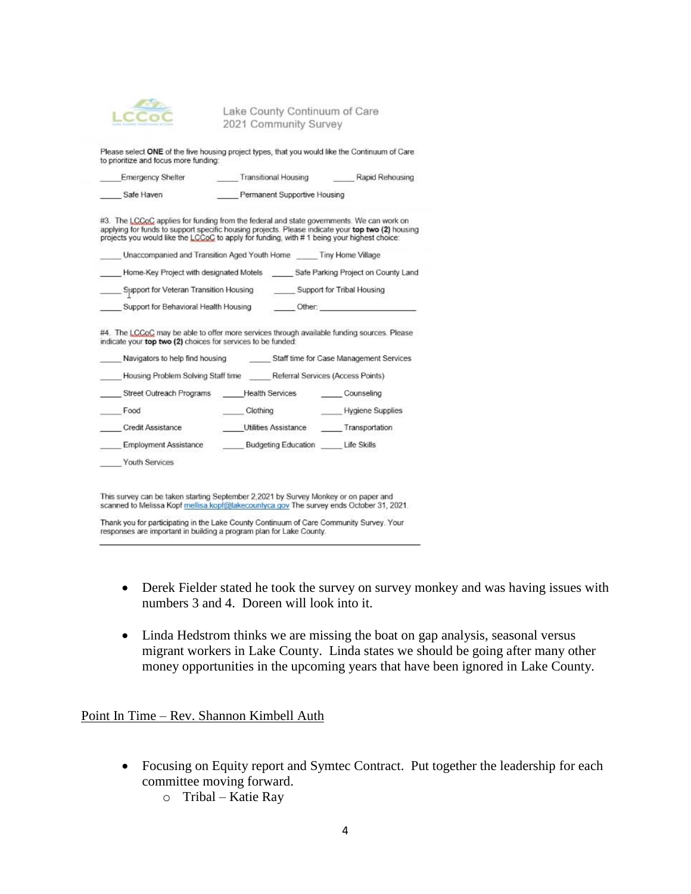Lake County Continuum of Care
2021 Community Survey

Please select **ONE** of the five housing project types, that you would like the Continuum of Care to prioritize and focus more funding:

_____Emergency Shelter _____ Transitional Housing _____ Rapid Rehousing

_____ Safe Haven _____ Permanent Supportive Housing

#3. The LCCoC applies for funding from the federal and state governments. We can work on applying for funds to support specific housing projects. Please indicate your **top two (2)** housing projects you would like the LCCoC to apply for funding, with # 1 being your highest choice:

_____ Unaccompanied and Transition Aged Youth Home _____ Tiny Home Village

_____ Home-Key Project with designated Motels _____ Safe Parking Project on County Land

_____ Support for Veteran Transition Housing _____ Support for Tribal Housing

_____ Support for Behavioral Health Housing _____ Other: ____________________

#4. The LCCoC may be able to offer more services through available funding sources. Please indicate your **top two (2)** choices for services to be funded:

_____ Navigators to help find housing _____ Staff time for Case Management Services

_____ Housing Problem Solving Staff time _____ Referral Services (Access Points)

_____ Street Outreach Programs _____Health Services _____ Counseling

_____ Food _____ Clothing _____ Hygiene Supplies

_____ Credit Assistance _____Utilities Assistance _____ Transportation

_____ Employment Assistance _____ Budgeting Education _____ Life Skills

_____ Youth Services

This survey can be taken starting September 2,2021 by Survey Monkey or on paper and scanned to Melissa Kopf mellisa.kopf@lakecountyca.gov The survey ends October 31, 2021.

Thank you for participating in the Lake County Continuum of Care Community Survey. Your responses are important in building a program plan for Lake County.

- Derek Fielder stated he took the survey on survey monkey and was having issues with numbers 3 and 4. Doreen will look into it.

- Linda Hedstrom thinks we are missing the boat on gap analysis, seasonal versus migrant workers in Lake County. Linda states we should be going after many other money opportunities in the upcoming years that have been ignored in Lake County.

Point In Time – Rev. Shannon Kimbell Auth

- Focusing on Equity report and Symtec Contract. Put together the leadership for each committee moving forward.
  - Tribal – Katie Ray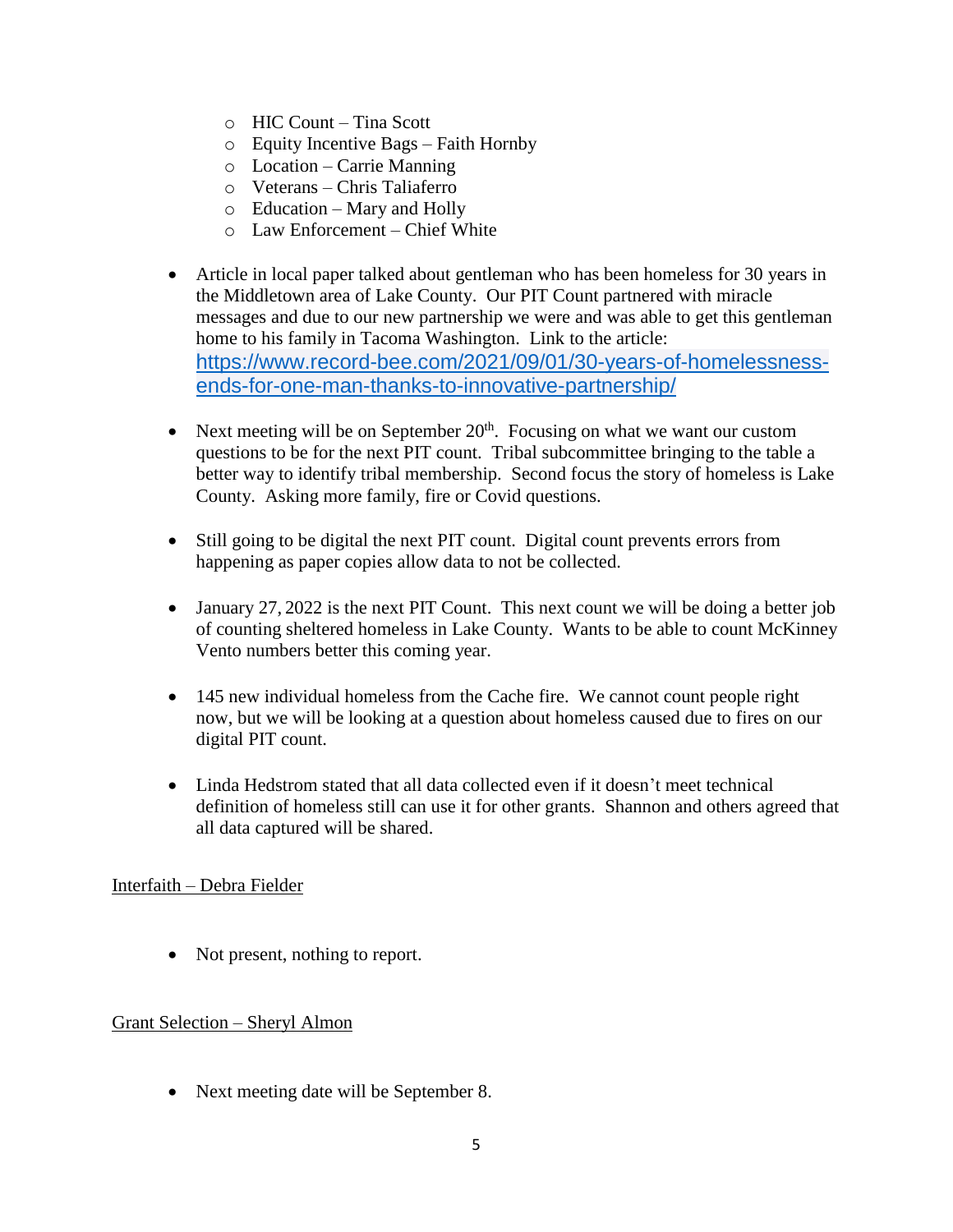- HIC Count – Tina Scott
  - Equity Incentive Bags – Faith Hornby
  - Location – Carrie Manning
  - Veterans – Chris Taliaferro
  - Education – Mary and Holly
  - Law Enforcement – Chief White

- Article in local paper talked about gentleman who has been homeless for 30 years in the Middletown area of Lake County. Our PIT Count partnered with miracle messages and due to our new partnership we were and was able to get this gentleman home to his family in Tacoma Washington. Link to the article: https://www.record-bee.com/2021/09/01/30-years-of-homelessness-ends-for-one-man-thanks-to-innovative-partnership/

- Next meeting will be on September 20th. Focusing on what we want our custom questions to be for the next PIT count. Tribal subcommittee bringing to the table a better way to identify tribal membership. Second focus the story of homeless is Lake County. Asking more family, fire or Covid questions.

- Still going to be digital the next PIT count. Digital count prevents errors from happening as paper copies allow data to not be collected.

- January 27, 2022 is the next PIT Count. This next count we will be doing a better job of counting sheltered homeless in Lake County. Wants to be able to count McKinney Vento numbers better this coming year.

- 145 new individual homeless from the Cache fire. We cannot count people right now, but we will be looking at a question about homeless caused due to fires on our digital PIT count.

- Linda Hedstrom stated that all data collected even if it doesn't meet technical definition of homeless still can use it for other grants. Shannon and others agreed that all data captured will be shared.

<u>Interfaith – Debra Fielder</u>

- Not present, nothing to report.

<u>Grant Selection – Sheryl Almon</u>

- Next meeting date will be September 8.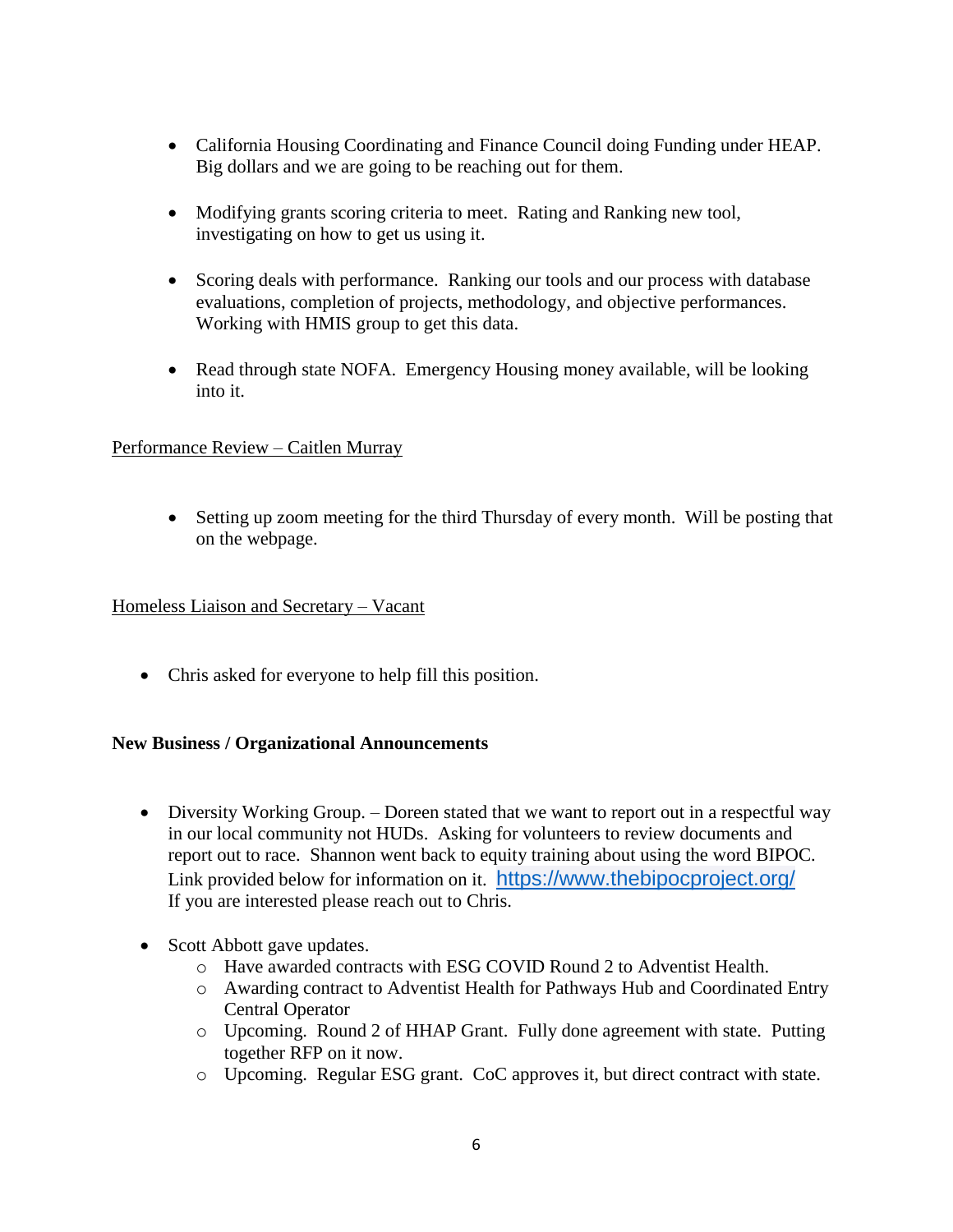- California Housing Coordinating and Finance Council doing Funding under HEAP. Big dollars and we are going to be reaching out for them.

- Modifying grants scoring criteria to meet. Rating and Ranking new tool, investigating on how to get us using it.

- Scoring deals with performance. Ranking our tools and our process with database evaluations, completion of projects, methodology, and objective performances. Working with HMIS group to get this data.

- Read through state NOFA. Emergency Housing money available, will be looking into it.

<u>Performance Review – Caitlen Murray</u>

- Setting up zoom meeting for the third Thursday of every month. Will be posting that on the webpage.

<u>Homeless Liaison and Secretary – Vacant</u>

- Chris asked for everyone to help fill this position.

**New Business / Organizational Announcements**

- Diversity Working Group. – Doreen stated that we want to report out in a respectful way in our local community not HUDs. Asking for volunteers to review documents and report out to race. Shannon went back to equity training about using the word BIPOC. Link provided below for information on it. https://www.thebipocproject.org/ If you are interested please reach out to Chris.

- Scott Abbott gave updates.
  - Have awarded contracts with ESG COVID Round 2 to Adventist Health.
  - Awarding contract to Adventist Health for Pathways Hub and Coordinated Entry Central Operator
  - Upcoming. Round 2 of HHAP Grant. Fully done agreement with state. Putting together RFP on it now.
  - Upcoming. Regular ESG grant. CoC approves it, but direct contract with state.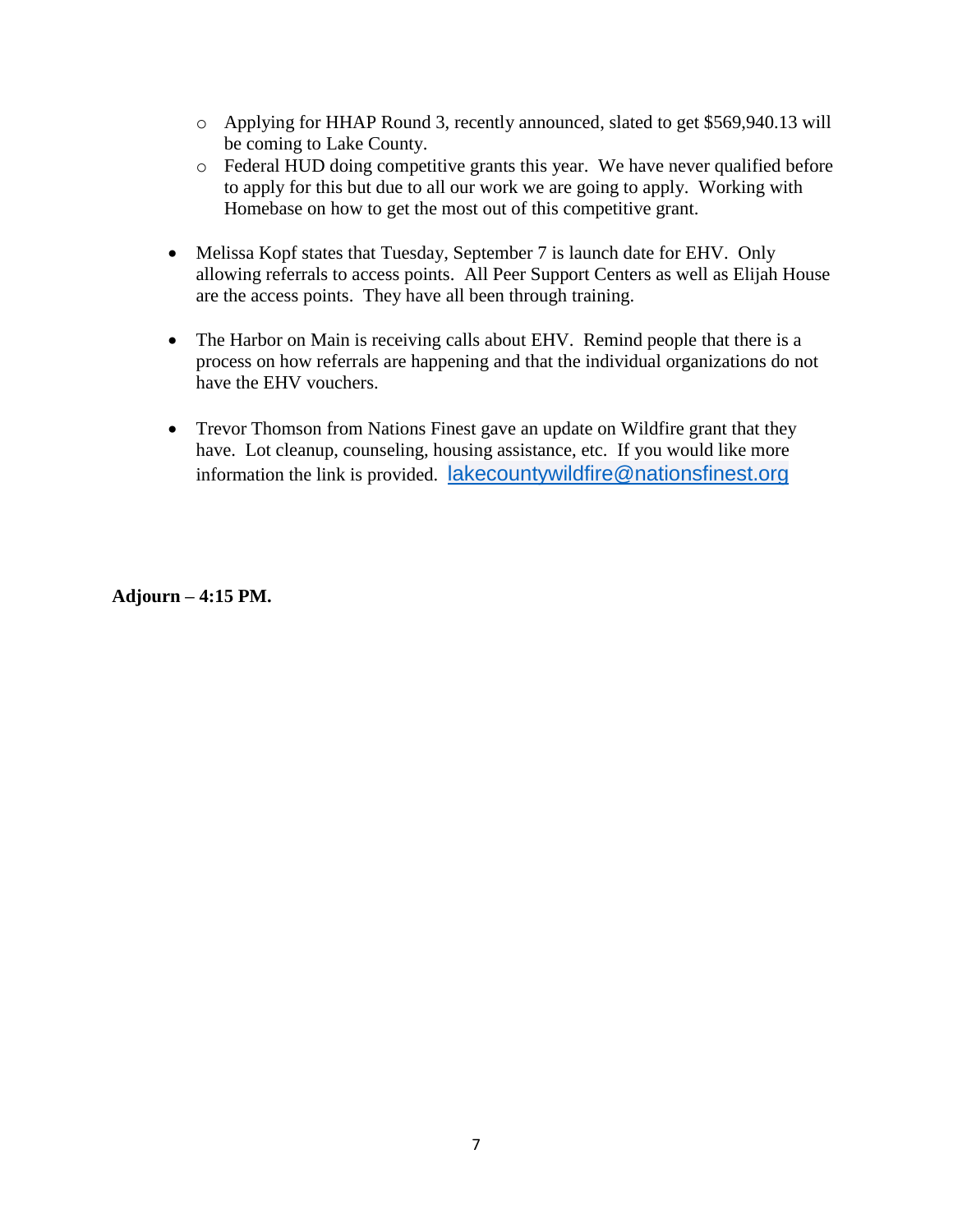- Applying for HHAP Round 3, recently announced, slated to get $569,940.13 will be coming to Lake County.
  - Federal HUD doing competitive grants this year. We have never qualified before to apply for this but due to all our work we are going to apply. Working with Homebase on how to get the most out of this competitive grant.

- Melissa Kopf states that Tuesday, September 7 is launch date for EHV. Only allowing referrals to access points. All Peer Support Centers as well as Elijah House are the access points. They have all been through training.

- The Harbor on Main is receiving calls about EHV. Remind people that there is a process on how referrals are happening and that the individual organizations do not have the EHV vouchers.

- Trevor Thomson from Nations Finest gave an update on Wildfire grant that they have. Lot cleanup, counseling, housing assistance, etc. If you would like more information the link is provided. lakecountywildfire@nationsfinest.org

**Adjourn – 4:15 PM.**